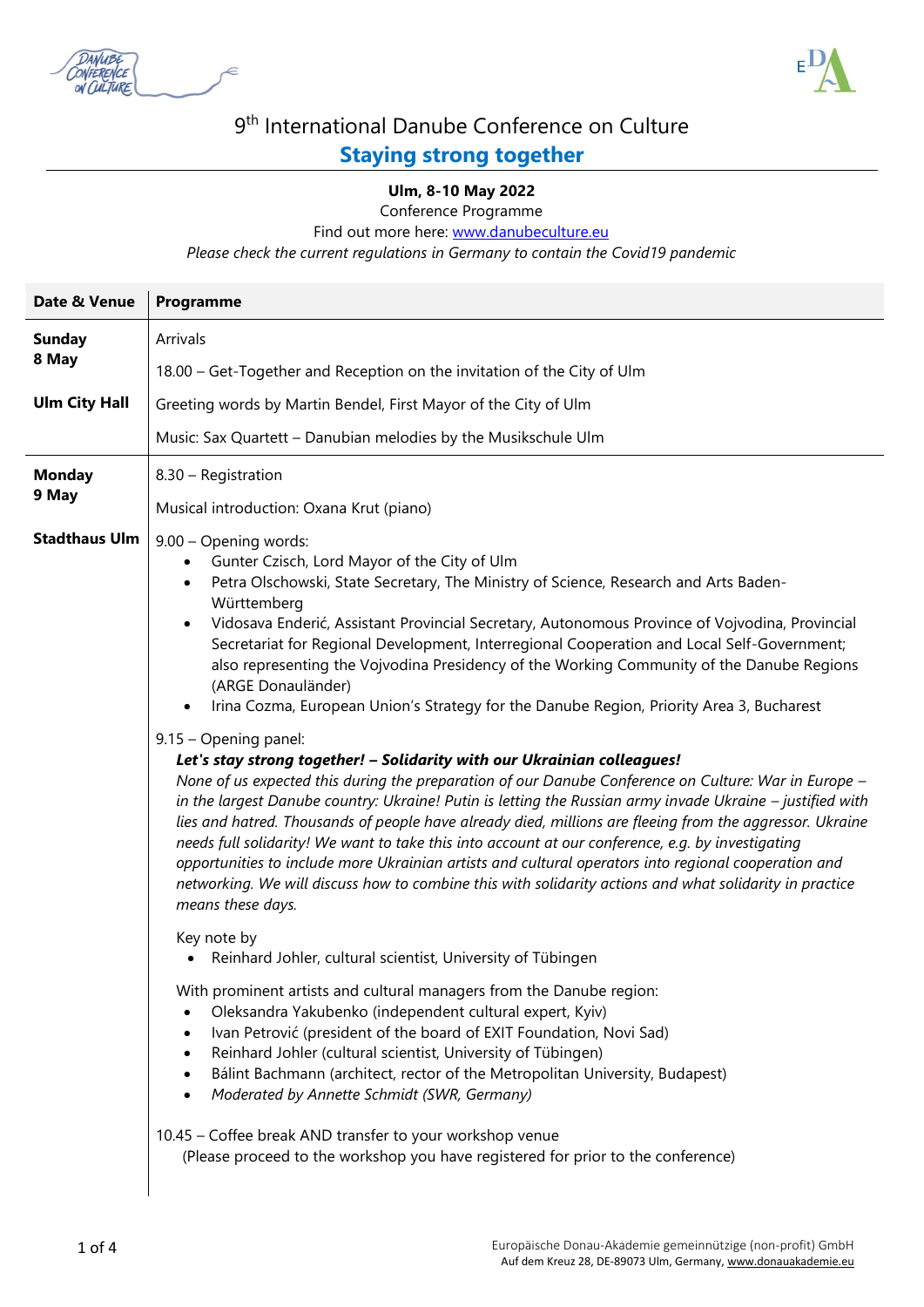# 9th International Danube Conference on Culture

## Staying strong together

**Ulm, 8-10 May 2022**

Conference Programme

Find out more here: www.danubeculture.eu

*Please check the current regulations in Germany to contain the Covid19 pandemic*

| Date & Venue | Programme |
|---|---|
| **Sunday 8 May**<br><br>**Ulm City Hall** | Arrivals<br><br>18.00 – Get-Together and Reception on the invitation of the City of Ulm<br><br>Greeting words by Martin Bendel, First Mayor of the City of Ulm<br><br>Music: Sax Quartett – Danubian melodies by the Musikschule Ulm |
| **Monday 9 May**<br><br>**Stadthaus Ulm** | 8.30 – Registration<br><br>Musical introduction: Oxana Krut (piano)<br><br>9.00 – Opening words:<br>• Gunter Czisch, Lord Mayor of the City of Ulm<br>• Petra Olschowski, State Secretary, The Ministry of Science, Research and Arts Baden-Württemberg<br>• Vidosava Enderić, Assistant Provincial Secretary, Autonomous Province of Vojvodina, Provincial Secretariat for Regional Development, Interregional Cooperation and Local Self-Government; also representing the Vojvodina Presidency of the Working Community of the Danube Regions (ARGE Donauländer)<br>• Irina Cozma, European Union's Strategy for the Danube Region, Priority Area 3, Bucharest<br><br>9.15 – Opening panel:<br>***Let's stay strong together! – Solidarity with our Ukrainian colleagues!***<br>*None of us expected this during the preparation of our Danube Conference on Culture: War in Europe – in the largest Danube country: Ukraine! Putin is letting the Russian army invade Ukraine – justified with lies and hatred. Thousands of people have already died, millions are fleeing from the aggressor. Ukraine needs full solidarity! We want to take this into account at our conference, e.g. by investigating opportunities to include more Ukrainian artists and cultural operators into regional cooperation and networking. We will discuss how to combine this with solidarity actions and what solidarity in practice means these days.*<br><br>Key note by<br>• Reinhard Johler, cultural scientist, University of Tübingen<br><br>With prominent artists and cultural managers from the Danube region:<br>• Oleksandra Yakubenko (independent cultural expert, Kyiv)<br>• Ivan Petrović (president of the board of EXIT Foundation, Novi Sad)<br>• Reinhard Johler (cultural scientist, University of Tübingen)<br>• Bálint Bachmann (architect, rector of the Metropolitan University, Budapest)<br>• *Moderated by Annette Schmidt (SWR, Germany)*<br><br>10.45 – Coffee break AND transfer to your workshop venue<br>(Please proceed to the workshop you have registered for prior to the conference) |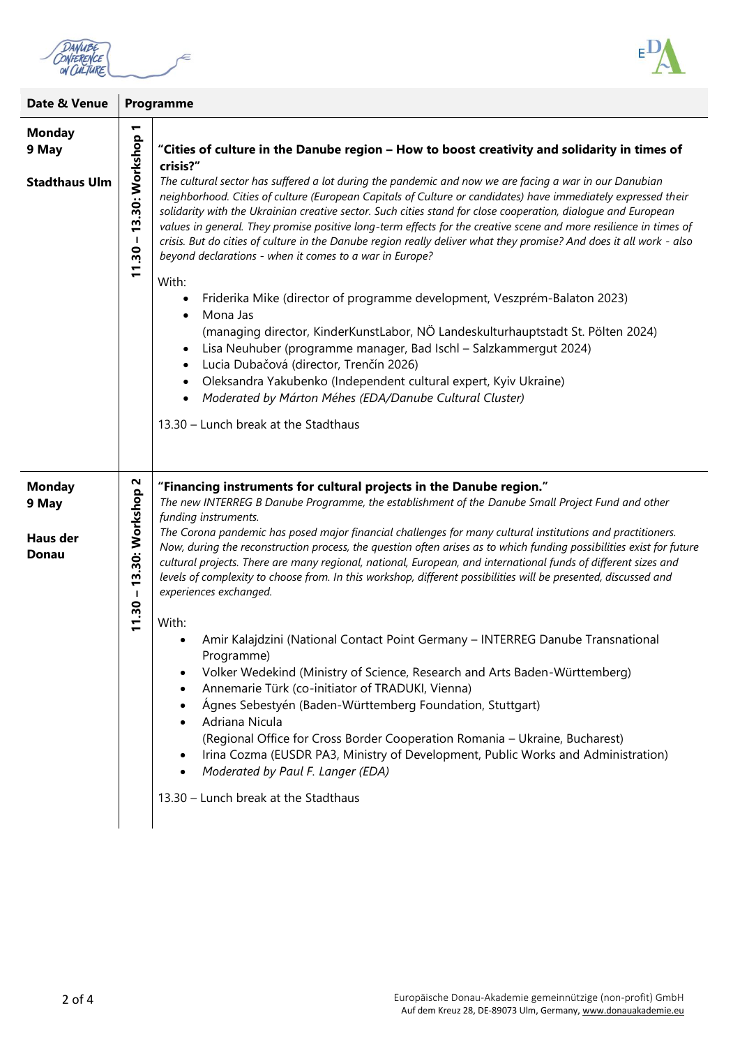| Date & Venue | | Programme |
|---|---|---|
| **Monday 9 May**<br><br>**Stadthaus Ulm** | **11.30 – 13.30: Workshop 1** | **"Cities of culture in the Danube region – How to boost creativity and solidarity in times of crisis?"**<br>*The cultural sector has suffered a lot during the pandemic and now we are facing a war in our Danubian neighborhood. Cities of culture (European Capitals of Culture or candidates) have immediately expressed their solidarity with the Ukrainian creative sector. Such cities stand for close cooperation, dialogue and European values in general. They promise positive long-term effects for the creative scene and more resilience in times of crisis. But do cities of culture in the Danube region really deliver what they promise? And does it all work - also beyond declarations - when it comes to a war in Europe?*<br><br>With:<br>• Friderika Mike (director of programme development, Veszprém-Balaton 2023)<br>• Mona Jas (managing director, KinderKunstLabor, NÖ Landeskulturhauptstadt St. Pölten 2024)<br>• Lisa Neuhuber (programme manager, Bad Ischl – Salzkammergut 2024)<br>• Lucia Dubačová (director, Trenčín 2026)<br>• Oleksandra Yakubenko (Independent cultural expert, Kyiv Ukraine)<br>• *Moderated by Márton Méhes (EDA/Danube Cultural Cluster)*<br><br>13.30 – Lunch break at the Stadthaus |
| **Monday 9 May**<br><br>**Haus der Donau** | **11.30 – 13.30: Workshop 2** | **"Financing instruments for cultural projects in the Danube region."**<br>*The new INTERREG B Danube Programme, the establishment of the Danube Small Project Fund and other funding instruments.*<br>*The Corona pandemic has posed major financial challenges for many cultural institutions and practitioners. Now, during the reconstruction process, the question often arises as to which funding possibilities exist for future cultural projects. There are many regional, national, European, and international funds of different sizes and levels of complexity to choose from. In this workshop, different possibilities will be presented, discussed and experiences exchanged.*<br><br>With:<br>• Amir Kalajdzini (National Contact Point Germany – INTERREG Danube Transnational Programme)<br>• Volker Wedekind (Ministry of Science, Research and Arts Baden-Württemberg)<br>• Annemarie Türk (co-initiator of TRADUKI, Vienna)<br>• Ágnes Sebestyén (Baden-Württemberg Foundation, Stuttgart)<br>• Adriana Nicula (Regional Office for Cross Border Cooperation Romania – Ukraine, Bucharest)<br>• Irina Cozma (EUSDR PA3, Ministry of Development, Public Works and Administration)<br>• *Moderated by Paul F. Langer (EDA)*<br><br>13.30 – Lunch break at the Stadthaus |

Europäische Donau-Akademie gemeinnützige (non-profit) GmbH
Auf dem Kreuz 28, DE-89073 Ulm, Germany, www.donauakademie.eu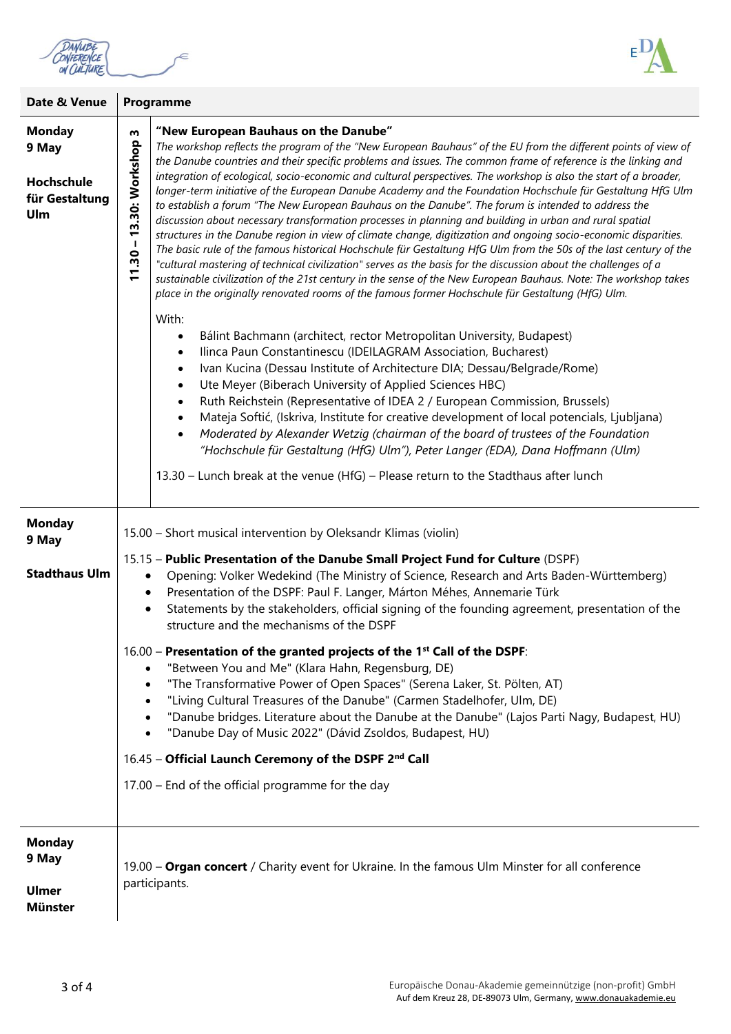| Date & Venue | Programme |
|---|---|
| **Monday 9 May** **Hochschule für Gestaltung Ulm** | **11.30 – 13.30: Workshop 3** **"New European Bauhaus on the Danube"** *The workshop reflects the program of the "New European Bauhaus" of the EU from the different points of view of the Danube countries and their specific problems and issues. The common frame of reference is the linking and integration of ecological, socio-economic and cultural perspectives. The workshop is also the start of a broader, longer-term initiative of the European Danube Academy and the Foundation Hochschule für Gestaltung HfG Ulm to establish a forum "The New European Bauhaus on the Danube". The forum is intended to address the discussion about necessary transformation processes in planning and building in urban and rural spatial structures in the Danube region in view of climate change, digitization and ongoing socio-economic disparities. The basic rule of the famous historical Hochschule für Gestaltung HfG Ulm from the 50s of the last century of the "cultural mastering of technical civilization" serves as the basis for the discussion about the challenges of a sustainable civilization of the 21st century in the sense of the New European Bauhaus. Note: The workshop takes place in the originally renovated rooms of the famous former Hochschule für Gestaltung (HfG) Ulm.* <br><br> With: <br> • Bálint Bachmann (architect, rector Metropolitan University, Budapest) <br> • Ilinca Paun Constantinescu (IDEILAGRAM Association, Bucharest) <br> • Ivan Kucina (Dessau Institute of Architecture DIA; Dessau/Belgrade/Rome) <br> • Ute Meyer (Biberach University of Applied Sciences HBC) <br> • Ruth Reichstein (Representative of IDEA 2 / European Commission, Brussels) <br> • Mateja Softić, (Iskriva, Institute for creative development of local potencials, Ljubljana) <br> • *Moderated by Alexander Wetzig (chairman of the board of trustees of the Foundation "Hochschule für Gestaltung (HfG) Ulm"), Peter Langer (EDA), Dana Hoffmann (Ulm)* <br><br> 13.30 – Lunch break at the venue (HfG) – Please return to the Stadthaus after lunch |
| **Monday 9 May** **Stadthaus Ulm** | 15.00 – Short musical intervention by Oleksandr Klimas (violin) <br><br> 15.15 – **Public Presentation of the Danube Small Project Fund for Culture** (DSPF) <br> • Opening: Volker Wedekind (The Ministry of Science, Research and Arts Baden-Württemberg) <br> • Presentation of the DSPF: Paul F. Langer, Márton Méhes, Annemarie Türk <br> • Statements by the stakeholders, official signing of the founding agreement, presentation of the structure and the mechanisms of the DSPF <br><br> 16.00 – **Presentation of the granted projects of the 1st Call of the DSPF**: <br> • "Between You and Me" (Klara Hahn, Regensburg, DE) <br> • "The Transformative Power of Open Spaces" (Serena Laker, St. Pölten, AT) <br> • "Living Cultural Treasures of the Danube" (Carmen Stadelhofer, Ulm, DE) <br> • "Danube bridges. Literature about the Danube at the Danube" (Lajos Parti Nagy, Budapest, HU) <br> • "Danube Day of Music 2022" (Dávid Zsoldos, Budapest, HU) <br><br> 16.45 – **Official Launch Ceremony of the DSPF 2nd Call** <br><br> 17.00 – End of the official programme for the day |
| **Monday 9 May** **Ulmer Münster** | 19.00 – **Organ concert** / Charity event for Ukraine. In the famous Ulm Minster for all conference participants. |

Europäische Donau-Akademie gemeinnützige (non-profit) GmbH
Auf dem Kreuz 28, DE-89073 Ulm, Germany, www.donauakademie.eu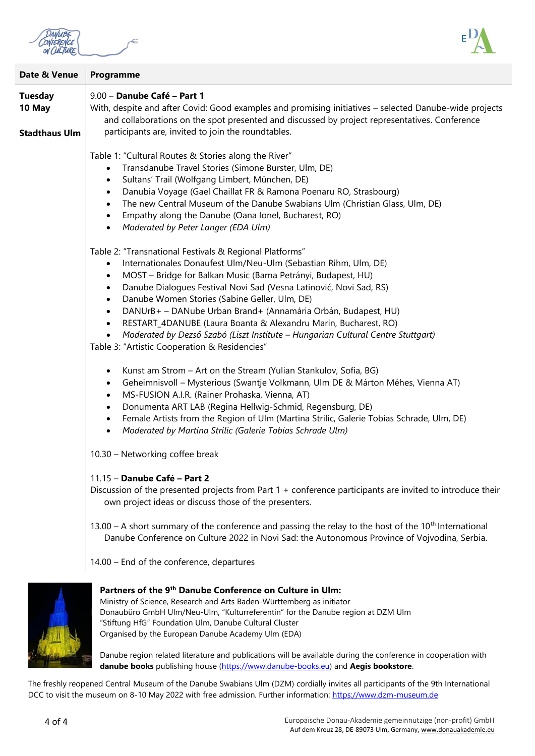| Date & Venue | Programme |
|---|---|
| **Tuesday 10 May**<br><br>**Stadthaus Ulm** | 9.00 – **Danube Café – Part 1**<br>With, despite and after Covid: Good examples and promising initiatives – selected Danube-wide projects and collaborations on the spot presented and discussed by project representatives. Conference participants are, invited to join the roundtables.<br><br>Table 1: "Cultural Routes & Stories along the River"<br>• Transdanube Travel Stories (Simone Burster, Ulm, DE)<br>• Sultans' Trail (Wolfgang Limbert, München, DE)<br>• Danubia Voyage (Gael Chaillat FR & Ramona Poenaru RO, Strasbourg)<br>• The new Central Museum of the Danube Swabians Ulm (Christian Glass, Ulm, DE)<br>• Empathy along the Danube (Oana Ionel, Bucharest, RO)<br>• *Moderated by Peter Langer (EDA Ulm)*<br><br>Table 2: "Transnational Festivals & Regional Platforms"<br>• Internationales Donaufest Ulm/Neu-Ulm (Sebastian Rihm, Ulm, DE)<br>• MOST – Bridge for Balkan Music (Barna Petrányi, Budapest, HU)<br>• Danube Dialogues Festival Novi Sad (Vesna Latinović, Novi Sad, RS)<br>• Danube Women Stories (Sabine Geller, Ulm, DE)<br>• DANUrB+ – DANube Urban Brand+ (Annamária Orbán, Budapest, HU)<br>• RESTART_4DANUBE (Laura Boanta & Alexandru Marin, Bucharest, RO)<br>• *Moderated by Dezső Szabó (Liszt Institute – Hungarian Cultural Centre Stuttgart)*<br><br>Table 3: "Artistic Cooperation & Residencies"<br>• Kunst am Strom – Art on the Stream (Yulian Stankulov, Sofia, BG)<br>• Geheimnisvoll – Mysterious (Swantje Volkmann, Ulm DE & Márton Méhes, Vienna AT)<br>• MS-FUSION A.I.R. (Rainer Prohaska, Vienna, AT)<br>• Donumenta ART LAB (Regina Hellwig-Schmid, Regensburg, DE)<br>• Female Artists from the Region of Ulm (Martina Strilic, Galerie Tobias Schrade, Ulm, DE)<br>• *Moderated by Martina Strilic (Galerie Tobias Schrade Ulm)*<br><br>10.30 – Networking coffee break<br><br>11.15 – **Danube Café – Part 2**<br>Discussion of the presented projects from Part 1 + conference participants are invited to introduce their own project ideas or discuss those of the presenters.<br><br>13.00 – A short summary of the conference and passing the relay to the host of the 10th International Danube Conference on Culture 2022 in Novi Sad: the Autonomous Province of Vojvodina, Serbia.<br><br>14.00 – End of the conference, departures |

**Partners of the 9th Danube Conference on Culture in Ulm:**
Ministry of Science, Research and Arts Baden-Württemberg as initiator
Donaubüro GmbH Ulm/Neu-Ulm, "Kulturreferentin" for the Danube region at DZM Ulm
"Stiftung HfG" Foundation Ulm, Danube Cultural Cluster
Organised by the European Danube Academy Ulm (EDA)

Danube region related literature and publications will be available during the conference in cooperation with **danube books** publishing house (https://www.danube-books.eu) and **Aegis bookstore**.

The freshly reopened Central Museum of the Danube Swabians Ulm (DZM) cordially invites all participants of the 9th International DCC to visit the museum on 8-10 May 2022 with free admission. Further information: https://www.dzm-museum.de

Europäische Donau-Akademie gemeinnützige (non-profit) GmbH
Auf dem Kreuz 28, DE-89073 Ulm, Germany, www.donauakademie.eu